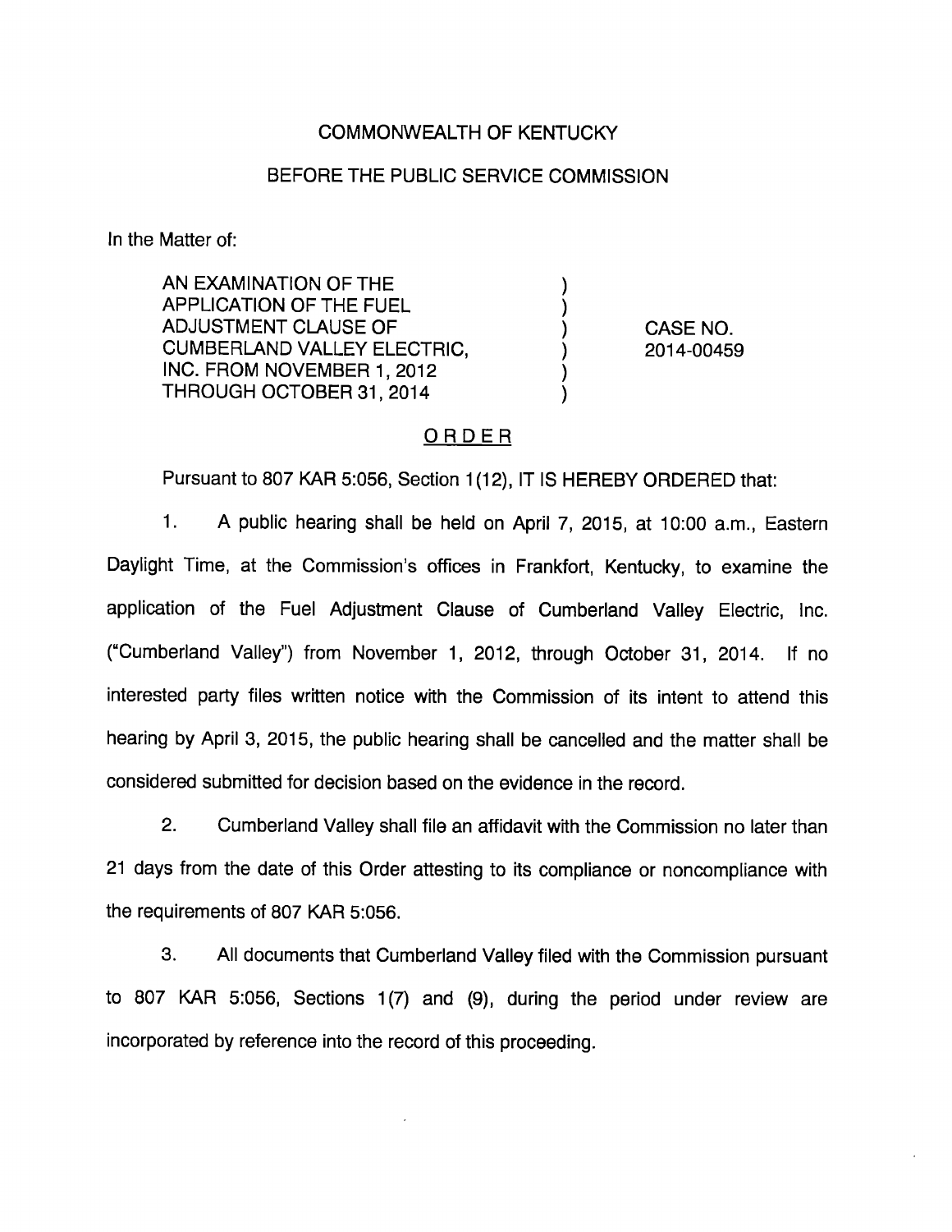COMMONWEALTH OF KENTUCKY

BEFORE THE PUBLIC SERVICE COMMISSION

In the Matter of:

| | | |
|---|---|---|
| AN EXAMINATION OF THE APPLICATION OF THE FUEL ADJUSTMENT CLAUSE OF CUMBERLAND VALLEY ELECTRIC, INC. FROM NOVEMBER 1, 2012 THROUGH OCTOBER 31, 2014 | ) | CASE NO. 2014-00459 |

## ORDER

Pursuant to 807 KAR 5:056, Section 1(12), IT IS HEREBY ORDERED that:

1. A public hearing shall be held on April 7, 2015, at 10:00 a.m., Eastern Daylight Time, at the Commission's offices in Frankfort, Kentucky, to examine the application of the Fuel Adjustment Clause of Cumberland Valley Electric, Inc. ("Cumberland Valley") from November 1, 2012, through October 31, 2014. If no interested party files written notice with the Commission of its intent to attend this hearing by April 3, 2015, the public hearing shall be cancelled and the matter shall be considered submitted for decision based on the evidence in the record.

2. Cumberland Valley shall file an affidavit with the Commission no later than 21 days from the date of this Order attesting to its compliance or noncompliance with the requirements of 807 KAR 5:056.

3. All documents that Cumberland Valley filed with the Commission pursuant to 807 KAR 5:056, Sections 1(7) and (9), during the period under review are incorporated by reference into the record of this proceeding.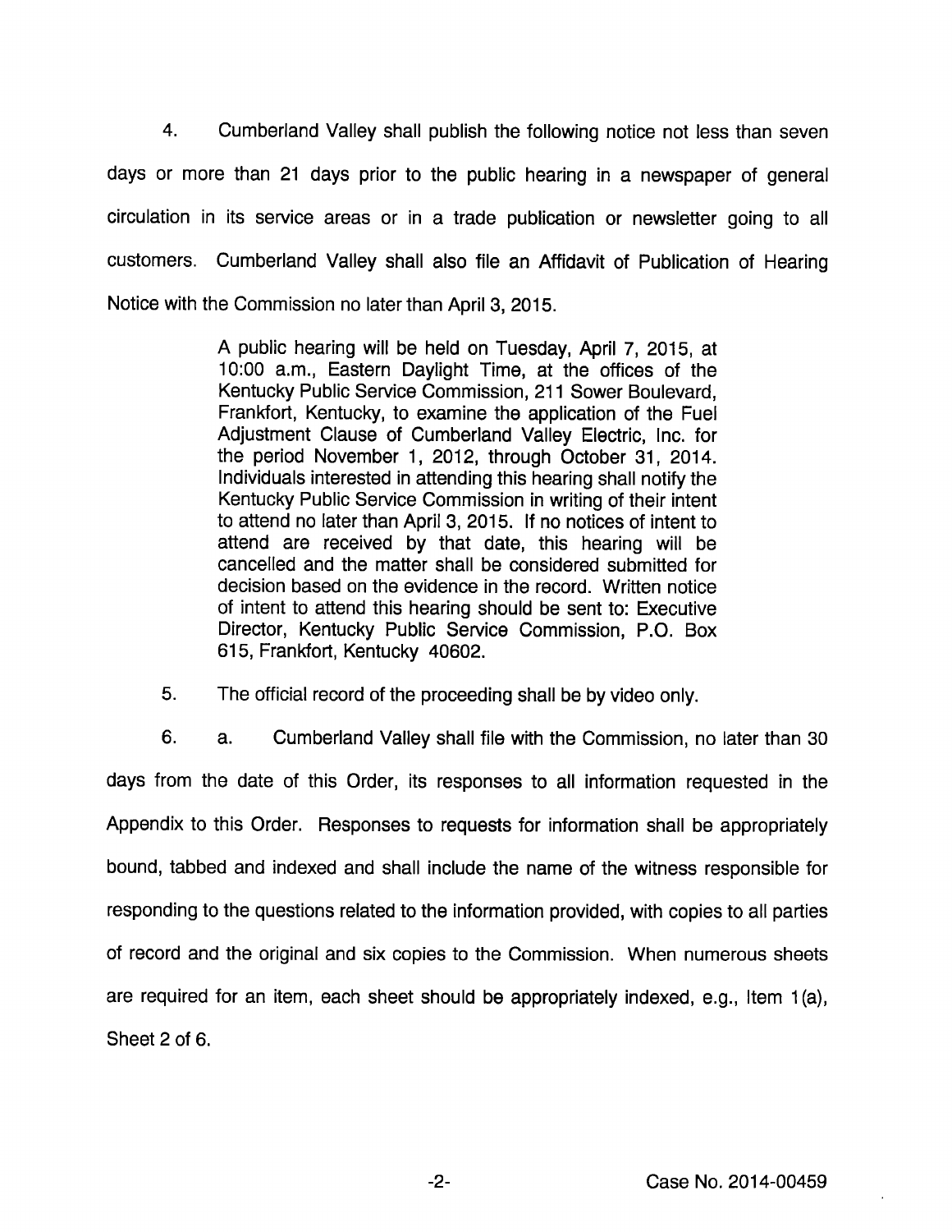4. Cumberland Valley shall publish the following notice not less than seven days or more than 21 days prior to the public hearing in a newspaper of general circulation in its service areas or in a trade publication or newsletter going to all customers. Cumberland Valley shall also file an Affidavit of Publication of Hearing Notice with the Commission no later than April 3, 2015.

> A public hearing will be held on Tuesday, April 7, 2015, at 10:00 a.m., Eastern Daylight Time, at the offices of the Kentucky Public Service Commission, 211 Sower Boulevard, Frankfort, Kentucky, to examine the application of the Fuel Adjustment Clause of Cumberland Valley Electric, Inc. for the period November 1, 2012, through October 31, 2014. Individuals interested in attending this hearing shall notify the Kentucky Public Service Commission in writing of their intent to attend no later than April 3, 2015. If no notices of intent to attend are received by that date, this hearing will be cancelled and the matter shall be considered submitted for decision based on the evidence in the record. Written notice of intent to attend this hearing should be sent to: Executive Director, Kentucky Public Service Commission, P.O. Box 615, Frankfort, Kentucky 40602.

5. The official record of the proceeding shall be by video only.

6. a. Cumberland Valley shall file with the Commission, no later than 30 days from the date of this Order, its responses to all information requested in the Appendix to this Order. Responses to requests for information shall be appropriately bound, tabbed and indexed and shall include the name of the witness responsible for responding to the questions related to the information provided, with copies to all parties of record and the original and six copies to the Commission. When numerous sheets are required for an item, each sheet should be appropriately indexed, e.g., Item 1(a), Sheet 2 of 6.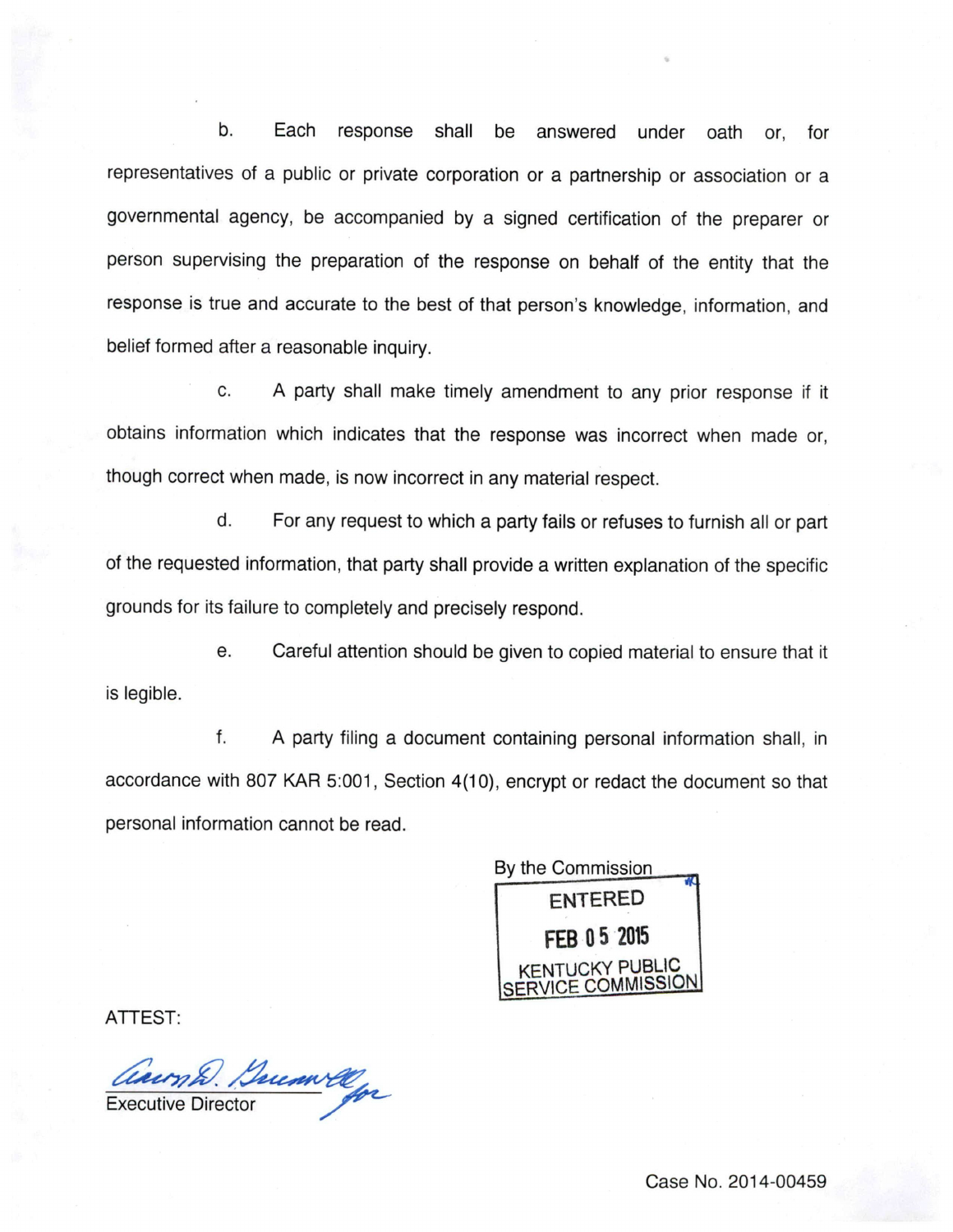b. Each response shall be answered under oath or, for representatives of a public or private corporation or a partnership or association or a governmental agency, be accompanied by a signed certification of the preparer or person supervising the preparation of the response on behalf of the entity that the response is true and accurate to the best of that person's knowledge, information, and belief formed after a reasonable inquiry.

c. A party shall make timely amendment to any prior response if it obtains information which indicates that the response was incorrect when made or, though correct when made, is now incorrect in any material respect.

d. For any request to which a party fails or refuses to furnish all or part of the requested information, that party shall provide a written explanation of the specific grounds for its failure to completely and precisely respond.

e. Careful attention should be given to copied material to ensure that it is legible.

f. A party filing a document containing personal information shall, in accordance with 807 KAR 5:001, Section 4(10), encrypt or redact the document so that personal information cannot be read.

By the Commission

ENTERED
FEB 05 2015
KENTUCKY PUBLIC SERVICE COMMISSION

ATTEST:

Executive Director

Case No. 2014-00459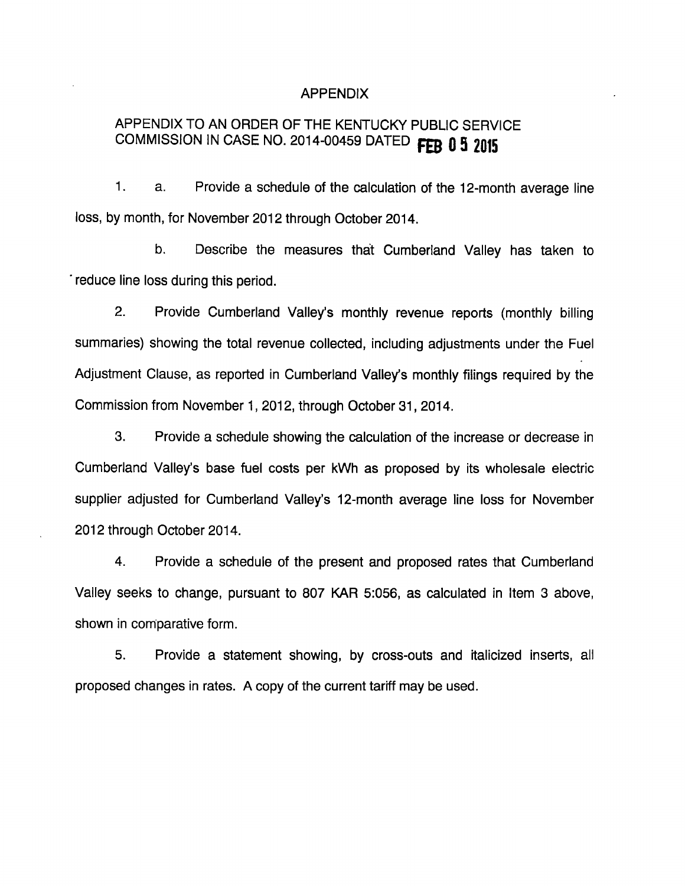# APPENDIX

## APPENDIX TO AN ORDER OF THE KENTUCKY PUBLIC SERVICE COMMISSION IN CASE NO. 2014-00459 DATED FEB 05 2015

1. a. Provide a schedule of the calculation of the 12-month average line loss, by month, for November 2012 through October 2014.

   b. Describe the measures that Cumberland Valley has taken to reduce line loss during this period.

2. Provide Cumberland Valley's monthly revenue reports (monthly billing summaries) showing the total revenue collected, including adjustments under the Fuel Adjustment Clause, as reported in Cumberland Valley's monthly filings required by the Commission from November 1, 2012, through October 31, 2014.

3. Provide a schedule showing the calculation of the increase or decrease in Cumberland Valley's base fuel costs per kWh as proposed by its wholesale electric supplier adjusted for Cumberland Valley's 12-month average line loss for November 2012 through October 2014.

4. Provide a schedule of the present and proposed rates that Cumberland Valley seeks to change, pursuant to 807 KAR 5:056, as calculated in Item 3 above, shown in comparative form.

5. Provide a statement showing, by cross-outs and italicized inserts, all proposed changes in rates. A copy of the current tariff may be used.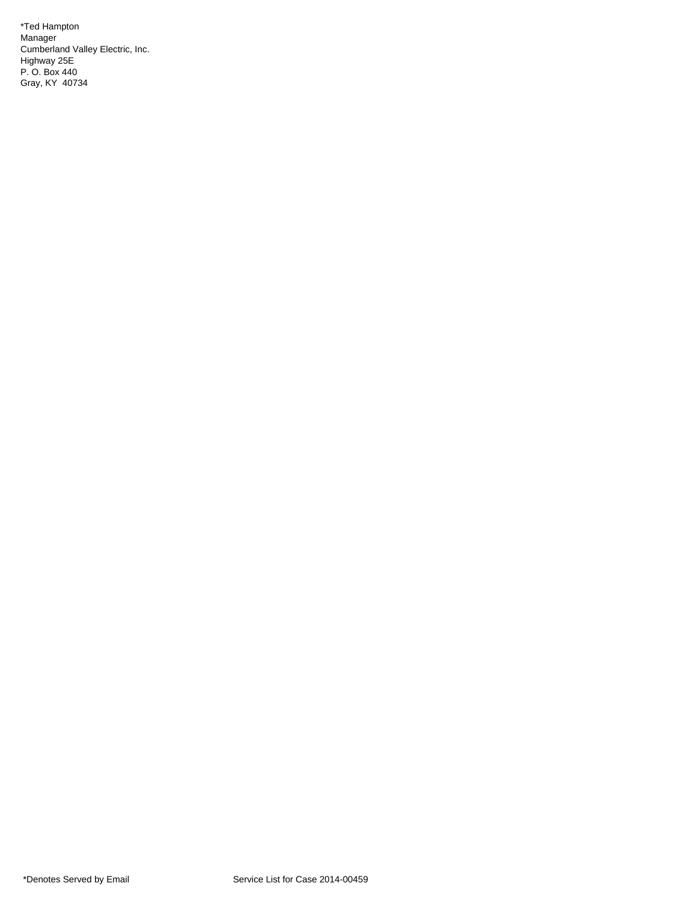*Ted Hampton
Manager
Cumberland Valley Electric, Inc.
Highway 25E
P. O. Box 440
Gray, KY  40734

*Denotes Served by Email

Service List for Case 2014-00459